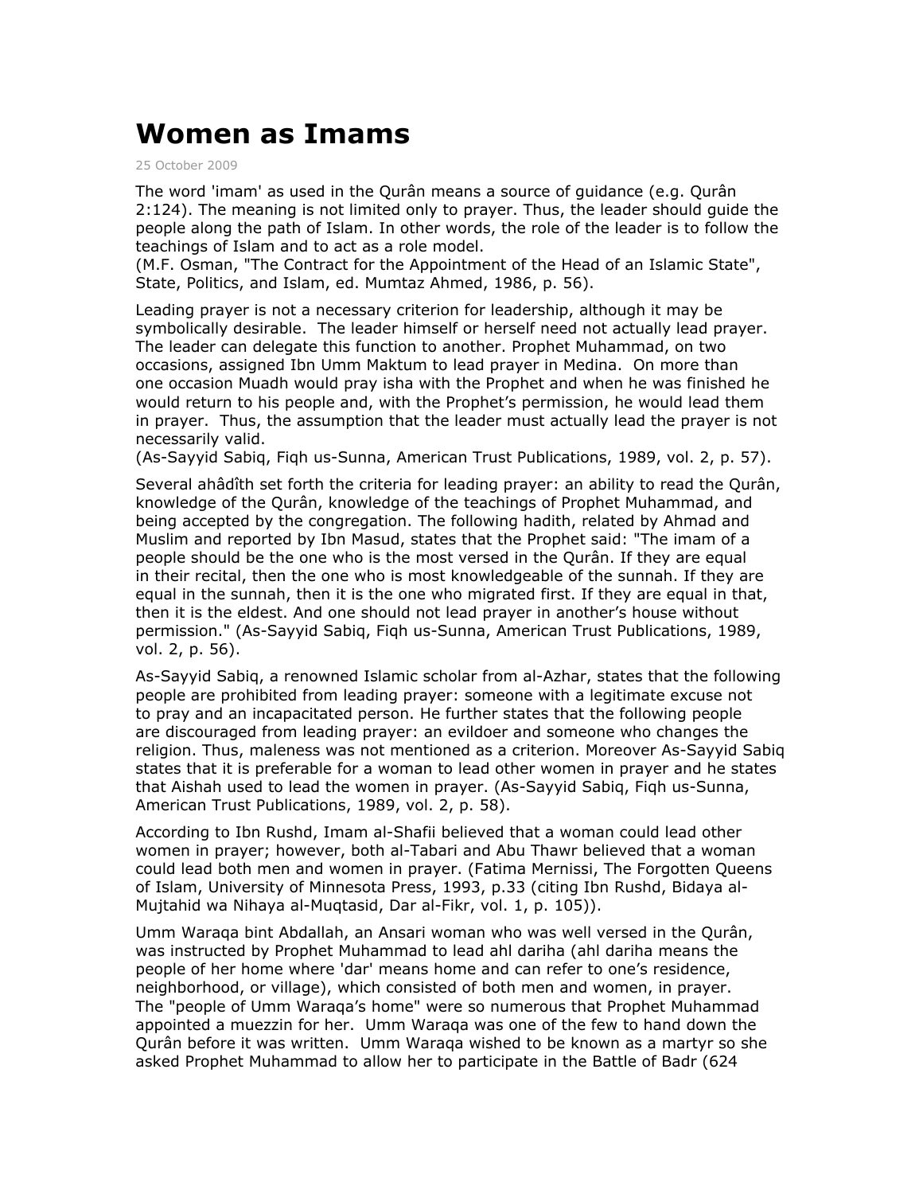# Women as Imams

25 October 2009

The word 'imam' as used in the Qurân means a source of guidance (e.g. Qurân 2:124). The meaning is not limited only to prayer. Thus, the leader should guide the people along the path of Islam. In other words, the role of the leader is to follow the teachings of Islam and to act as a role model.
(M.F. Osman, "The Contract for the Appointment of the Head of an Islamic State", State, Politics, and Islam, ed. Mumtaz Ahmed, 1986, p. 56).

Leading prayer is not a necessary criterion for leadership, although it may be symbolically desirable. The leader himself or herself need not actually lead prayer. The leader can delegate this function to another. Prophet Muhammad, on two occasions, assigned Ibn Umm Maktum to lead prayer in Medina. On more than one occasion Muadh would pray isha with the Prophet and when he was finished he would return to his people and, with the Prophet's permission, he would lead them in prayer. Thus, the assumption that the leader must actually lead the prayer is not necessarily valid.
(As-Sayyid Sabiq, Fiqh us-Sunna, American Trust Publications, 1989, vol. 2, p. 57).

Several ahâdîth set forth the criteria for leading prayer: an ability to read the Qurân, knowledge of the Qurân, knowledge of the teachings of Prophet Muhammad, and being accepted by the congregation. The following hadith, related by Ahmad and Muslim and reported by Ibn Masud, states that the Prophet said: "The imam of a people should be the one who is the most versed in the Qurân. If they are equal in their recital, then the one who is most knowledgeable of the sunnah. If they are equal in the sunnah, then it is the one who migrated first. If they are equal in that, then it is the eldest. And one should not lead prayer in another's house without permission." (As-Sayyid Sabiq, Fiqh us-Sunna, American Trust Publications, 1989, vol. 2, p. 56).

As-Sayyid Sabiq, a renowned Islamic scholar from al-Azhar, states that the following people are prohibited from leading prayer: someone with a legitimate excuse not to pray and an incapacitated person. He further states that the following people are discouraged from leading prayer: an evildoer and someone who changes the religion. Thus, maleness was not mentioned as a criterion. Moreover As-Sayyid Sabiq states that it is preferable for a woman to lead other women in prayer and he states that Aishah used to lead the women in prayer. (As-Sayyid Sabiq, Fiqh us-Sunna, American Trust Publications, 1989, vol. 2, p. 58).

According to Ibn Rushd, Imam al-Shafii believed that a woman could lead other women in prayer; however, both al-Tabari and Abu Thawr believed that a woman could lead both men and women in prayer. (Fatima Mernissi, The Forgotten Queens of Islam, University of Minnesota Press, 1993, p.33 (citing Ibn Rushd, Bidaya al-Mujtahid wa Nihaya al-Muqtasid, Dar al-Fikr, vol. 1, p. 105)).

Umm Waraqa bint Abdallah, an Ansari woman who was well versed in the Qurân, was instructed by Prophet Muhammad to lead ahl dariha (ahl dariha means the people of her home where 'dar' means home and can refer to one's residence, neighborhood, or village), which consisted of both men and women, in prayer. The "people of Umm Waraqa's home" were so numerous that Prophet Muhammad appointed a muezzin for her. Umm Waraqa was one of the few to hand down the Qurân before it was written. Umm Waraqa wished to be known as a martyr so she asked Prophet Muhammad to allow her to participate in the Battle of Badr (624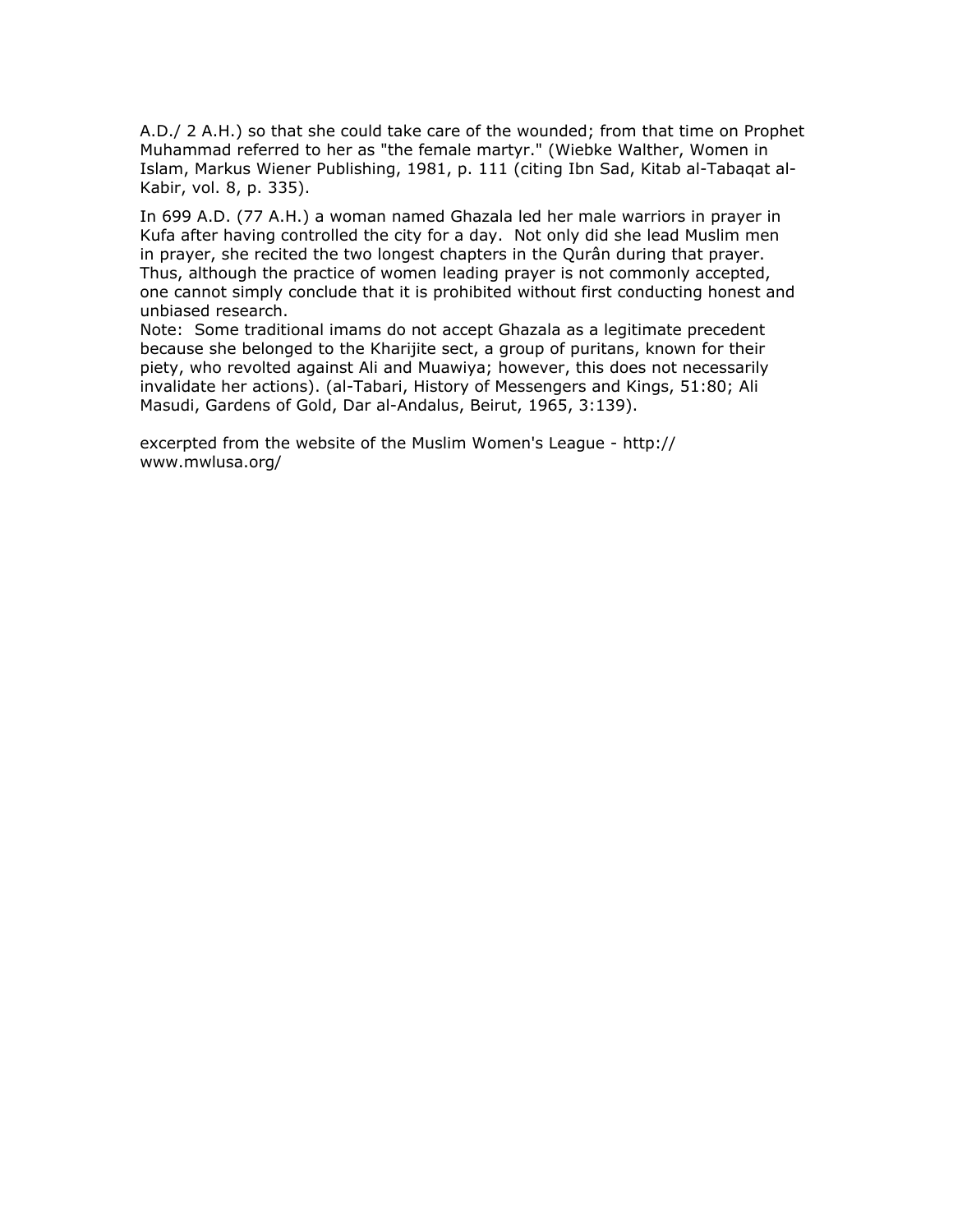A.D./ 2 A.H.) so that she could take care of the wounded; from that time on Prophet Muhammad referred to her as "the female martyr." (Wiebke Walther, Women in Islam, Markus Wiener Publishing, 1981, p. 111 (citing Ibn Sad, Kitab al-Tabaqat al-Kabir, vol. 8, p. 335).

In 699 A.D. (77 A.H.) a woman named Ghazala led her male warriors in prayer in Kufa after having controlled the city for a day. Not only did she lead Muslim men in prayer, she recited the two longest chapters in the Qurân during that prayer. Thus, although the practice of women leading prayer is not commonly accepted, one cannot simply conclude that it is prohibited without first conducting honest and unbiased research.
Note: Some traditional imams do not accept Ghazala as a legitimate precedent because she belonged to the Kharijite sect, a group of puritans, known for their piety, who revolted against Ali and Muawiya; however, this does not necessarily invalidate her actions). (al-Tabari, History of Messengers and Kings, 51:80; Ali Masudi, Gardens of Gold, Dar al-Andalus, Beirut, 1965, 3:139).

excerpted from the website of the Muslim Women's League - http://www.mwlusa.org/